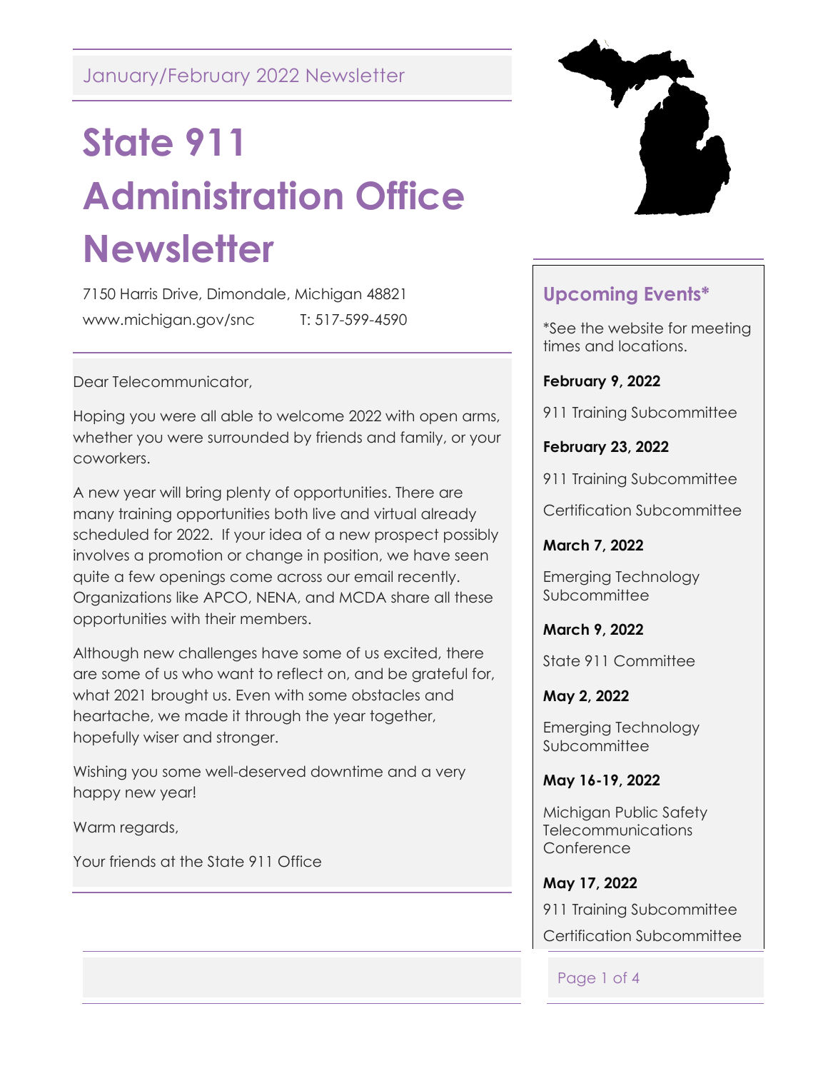January/February 2022 Newsletter

# State 911 Administration Office Newsletter

7150 Harris Drive, Dimondale, Michigan 48821

www.michigan.gov/snc T: 517-599-4590

Dear Telecommunicator,

Hoping you were all able to welcome 2022 with open arms, whether you were surrounded by friends and family, or your coworkers.

A new year will bring plenty of opportunities. There are many training opportunities both live and virtual already scheduled for 2022. If your idea of a new prospect possibly involves a promotion or change in position, we have seen quite a few openings come across our email recently. Organizations like APCO, NENA, and MCDA share all these opportunities with their members.

Although new challenges have some of us excited, there are some of us who want to reflect on, and be grateful for, what 2021 brought us. Even with some obstacles and heartache, we made it through the year together, hopefully wiser and stronger.

Wishing you some well-deserved downtime and a very happy new year!

Warm regards,

Your friends at the State 911 Office

## Upcoming Events*

*See the website for meeting times and locations.

**February 9, 2022**

911 Training Subcommittee

**February 23, 2022**

911 Training Subcommittee

Certification Subcommittee

**March 7, 2022**

Emerging Technology Subcommittee

**March 9, 2022**

State 911 Committee

**May 2, 2022**

Emerging Technology Subcommittee

**May 16-19, 2022**

Michigan Public Safety Telecommunications Conference

**May 17, 2022**

911 Training Subcommittee

Certification Subcommittee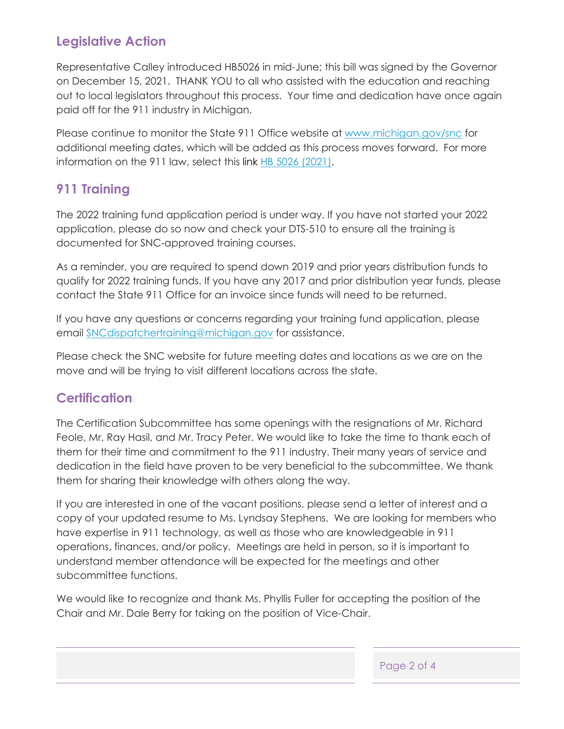## Legislative Action

Representative Calley introduced HB5026 in mid-June; this bill was signed by the Governor on December 15, 2021. THANK YOU to all who assisted with the education and reaching out to local legislators throughout this process. Your time and dedication have once again paid off for the 911 industry in Michigan.

Please continue to monitor the State 911 Office website at [www.michigan.gov/snc](www.michigan.gov/snc) for additional meeting dates, which will be added as this process moves forward. For more information on the 911 law, select this link HB 5026 (2021).

## 911 Training

The 2022 training fund application period is under way. If you have not started your 2022 application, please do so now and check your DTS-510 to ensure all the training is documented for SNC-approved training courses.

As a reminder, you are required to spend down 2019 and prior years distribution funds to qualify for 2022 training funds. If you have any 2017 and prior distribution year funds, please contact the State 911 Office for an invoice since funds will need to be returned.

If you have any questions or concerns regarding your training fund application, please email SNCdispatchertraining@michigan.gov for assistance.

Please check the SNC website for future meeting dates and locations as we are on the move and will be trying to visit different locations across the state.

## Certification

The Certification Subcommittee has some openings with the resignations of Mr. Richard Feole, Mr. Ray Hasil, and Mr. Tracy Peter. We would like to take the time to thank each of them for their time and commitment to the 911 industry. Their many years of service and dedication in the field have proven to be very beneficial to the subcommittee. We thank them for sharing their knowledge with others along the way.

If you are interested in one of the vacant positions, please send a letter of interest and a copy of your updated resume to Ms. Lyndsay Stephens. We are looking for members who have expertise in 911 technology, as well as those who are knowledgeable in 911 operations, finances, and/or policy. Meetings are held in person, so it is important to understand member attendance will be expected for the meetings and other subcommittee functions.

We would like to recognize and thank Ms. Phyllis Fuller for accepting the position of the Chair and Mr. Dale Berry for taking on the position of Vice-Chair.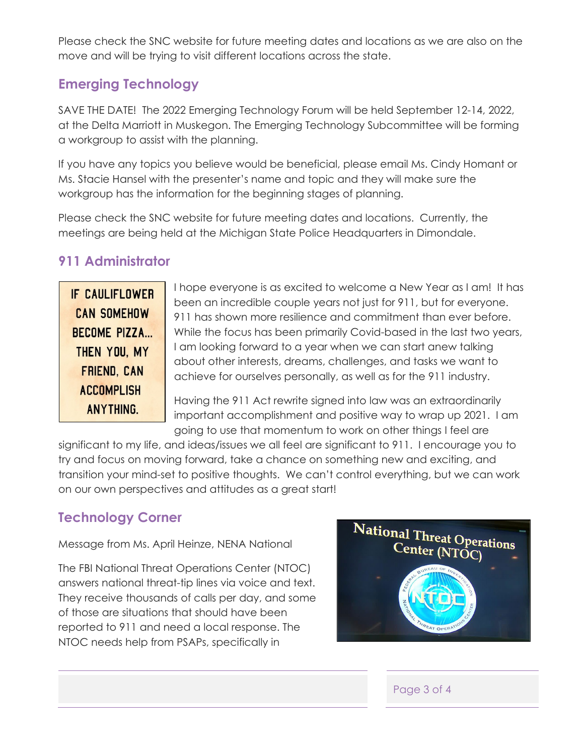Please check the SNC website for future meeting dates and locations as we are also on the move and will be trying to visit different locations across the state.

## Emerging Technology

SAVE THE DATE! The 2022 Emerging Technology Forum will be held September 12-14, 2022, at the Delta Marriott in Muskegon. The Emerging Technology Subcommittee will be forming a workgroup to assist with the planning.

If you have any topics you believe would be beneficial, please email Ms. Cindy Homant or Ms. Stacie Hansel with the presenter's name and topic and they will make sure the workgroup has the information for the beginning stages of planning.

Please check the SNC website for future meeting dates and locations. Currently, the meetings are being held at the Michigan State Police Headquarters in Dimondale.

## 911 Administrator

IF CAULIFLOWER CAN SOMEHOW BECOME PIZZA... THEN YOU, MY FRIEND, CAN ACCOMPLISH ANYTHING.

I hope everyone is as excited to welcome a New Year as I am! It has been an incredible couple years not just for 911, but for everyone. 911 has shown more resilience and commitment than ever before. While the focus has been primarily Covid-based in the last two years, I am looking forward to a year when we can start anew talking about other interests, dreams, challenges, and tasks we want to achieve for ourselves personally, as well as for the 911 industry.

Having the 911 Act rewrite signed into law was an extraordinarily important accomplishment and positive way to wrap up 2021. I am going to use that momentum to work on other things I feel are significant to my life, and ideas/issues we all feel are significant to 911. I encourage you to try and focus on moving forward, take a chance on something new and exciting, and transition your mind-set to positive thoughts. We can't control everything, but we can work on our own perspectives and attitudes as a great start!

## Technology Corner

Message from Ms. April Heinze, NENA National

The FBI National Threat Operations Center (NTOC) answers national threat-tip lines via voice and text. They receive thousands of calls per day, and some of those are situations that should have been reported to 911 and need a local response. The NTOC needs help from PSAPs, specifically in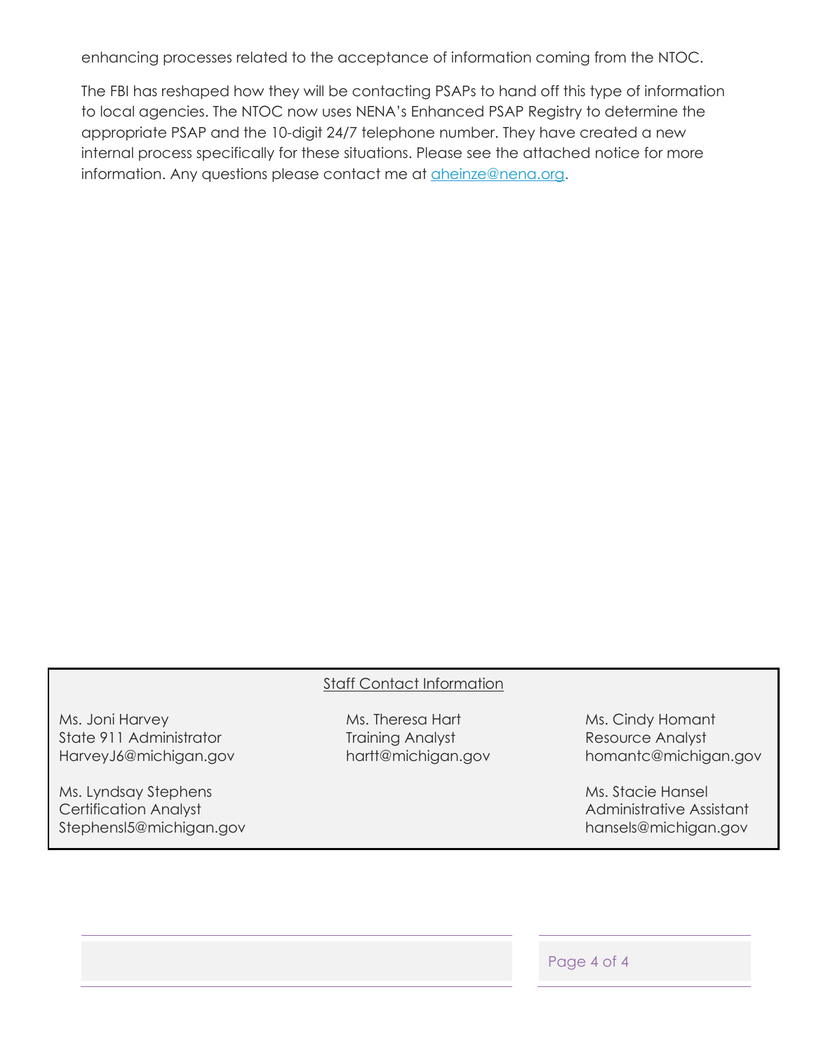enhancing processes related to the acceptance of information coming from the NTOC.

The FBI has reshaped how they will be contacting PSAPs to hand off this type of information to local agencies. The NTOC now uses NENA's Enhanced PSAP Registry to determine the appropriate PSAP and the 10-digit 24/7 telephone number. They have created a new internal process specifically for these situations. Please see the attached notice for more information. Any questions please contact me at aheinze@nena.org.

Staff Contact Information

Ms. Joni Harvey
State 911 Administrator
HarveyJ6@michigan.gov

Ms. Theresa Hart
Training Analyst
hartt@michigan.gov

Ms. Cindy Homant
Resource Analyst
homantc@michigan.gov

Ms. Lyndsay Stephens
Certification Analyst
Stephensl5@michigan.gov

Ms. Stacie Hansel
Administrative Assistant
hansels@michigan.gov